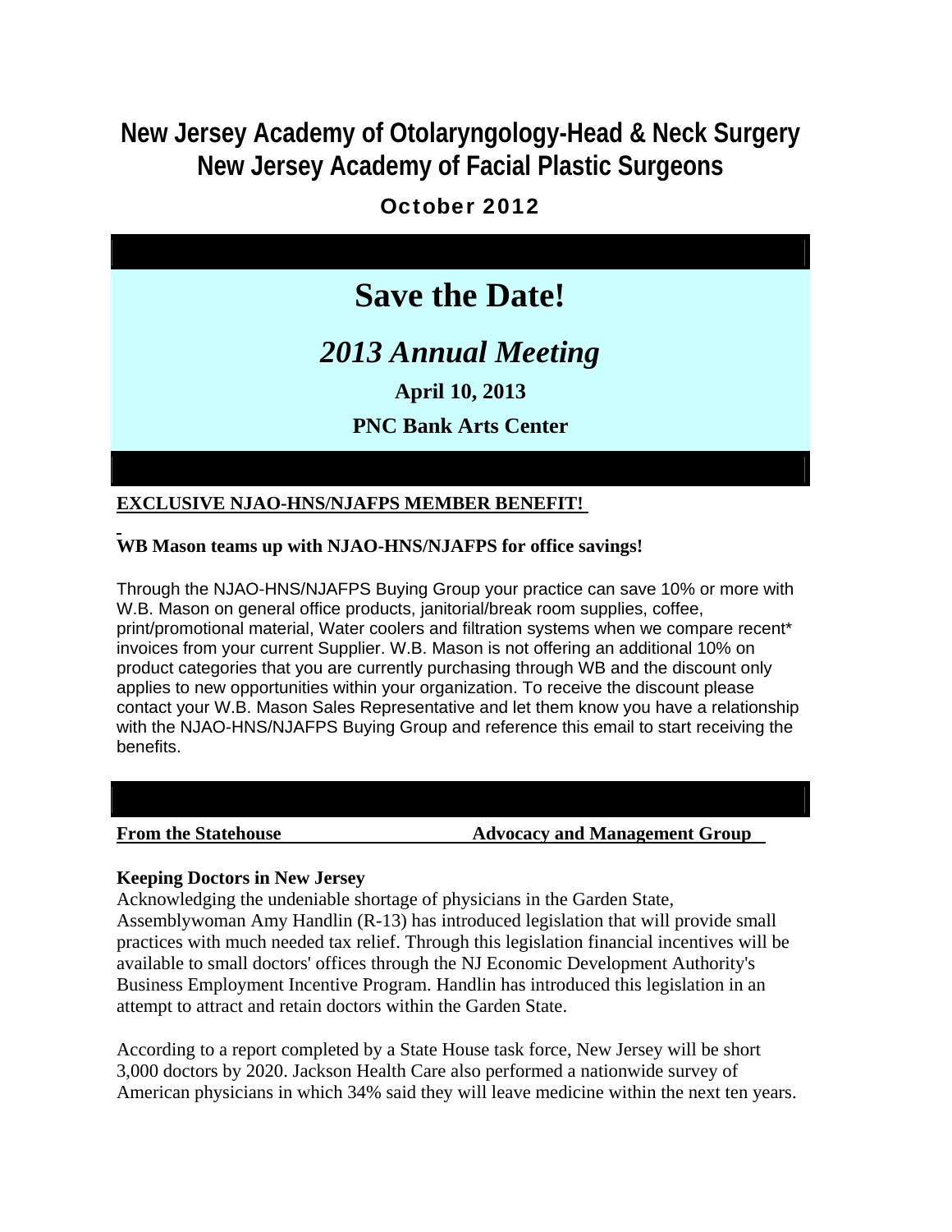# New Jersey Academy of Otolaryngology-Head & Neck Surgery
# New Jersey Academy of Facial Plastic Surgeons

## October 2012

# Save the Date!

## *2013 Annual Meeting*

**April 10, 2013**

**PNC Bank Arts Center**

**EXCLUSIVE NJAO-HNS/NJAFPS MEMBER BENEFIT!**

**WB Mason teams up with NJAO-HNS/NJAFPS for office savings!**

Through the NJAO-HNS/NJAFPS Buying Group your practice can save 10% or more with W.B. Mason on general office products, janitorial/break room supplies, coffee, print/promotional material, Water coolers and filtration systems when we compare recent* invoices from your current Supplier. W.B. Mason is not offering an additional 10% on product categories that you are currently purchasing through WB and the discount only applies to new opportunities within your organization. To receive the discount please contact your W.B. Mason Sales Representative and let them know you have a relationship with the NJAO-HNS/NJAFPS Buying Group and reference this email to start receiving the benefits.

**From the Statehouse** **Advocacy and Management Group**

**Keeping Doctors in New Jersey**

Acknowledging the undeniable shortage of physicians in the Garden State, Assemblywoman Amy Handlin (R-13) has introduced legislation that will provide small practices with much needed tax relief. Through this legislation financial incentives will be available to small doctors' offices through the NJ Economic Development Authority's Business Employment Incentive Program. Handlin has introduced this legislation in an attempt to attract and retain doctors within the Garden State.

According to a report completed by a State House task force, New Jersey will be short 3,000 doctors by 2020. Jackson Health Care also performed a nationwide survey of American physicians in which 34% said they will leave medicine within the next ten years.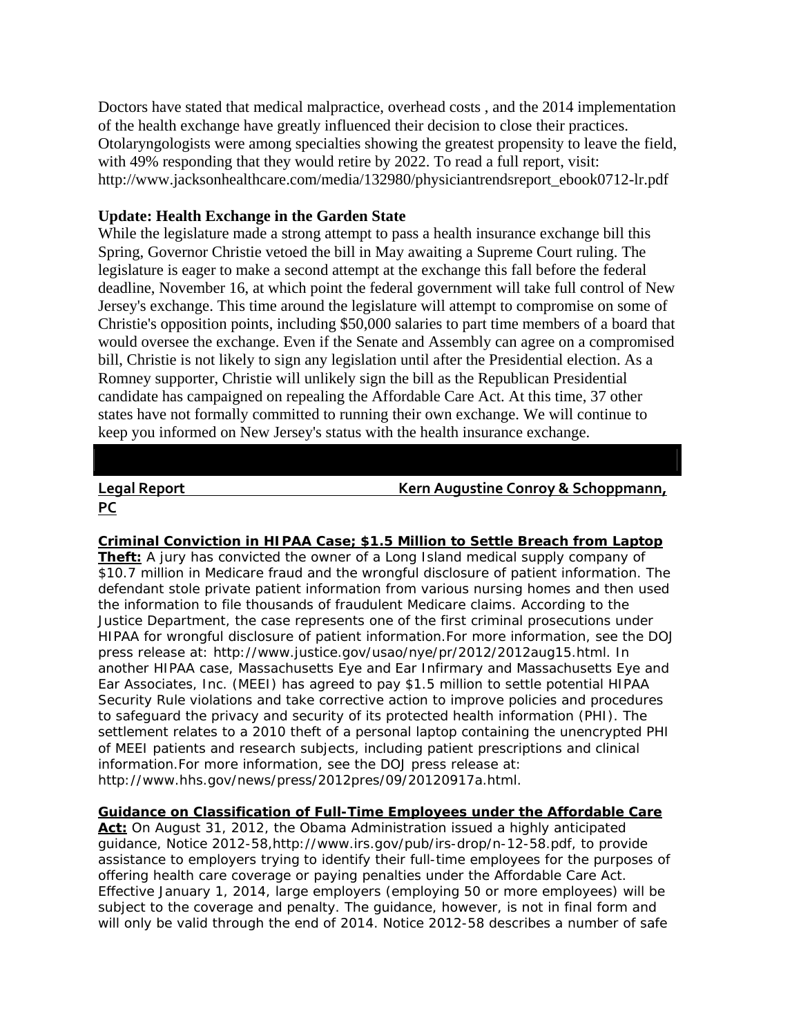Doctors have stated that medical malpractice, overhead costs , and the 2014 implementation of the health exchange have greatly influenced their decision to close their practices. Otolaryngologists were among specialties showing the greatest propensity to leave the field, with 49% responding that they would retire by 2022. To read a full report, visit: http://www.jacksonhealthcare.com/media/132980/physiciantrendsreport_ebook0712-lr.pdf

**Update: Health Exchange in the Garden State**

While the legislature made a strong attempt to pass a health insurance exchange bill this Spring, Governor Christie vetoed the bill in May awaiting a Supreme Court ruling. The legislature is eager to make a second attempt at the exchange this fall before the federal deadline, November 16, at which point the federal government will take full control of New Jersey's exchange. This time around the legislature will attempt to compromise on some of Christie's opposition points, including $50,000 salaries to part time members of a board that would oversee the exchange. Even if the Senate and Assembly can agree on a compromised bill, Christie is not likely to sign any legislation until after the Presidential election. As a Romney supporter, Christie will unlikely sign the bill as the Republican Presidential candidate has campaigned on repealing the Affordable Care Act. At this time, 37 other states have not formally committed to running their own exchange. We will continue to keep you informed on New Jersey's status with the health insurance exchange.

**Legal Report** **Kern Augustine Conroy & Schoppmann, PC**

**Criminal Conviction in HIPAA Case; $1.5 Million to Settle Breach from Laptop Theft:** A jury has convicted the owner of a Long Island medical supply company of $10.7 million in Medicare fraud and the wrongful disclosure of patient information. The defendant stole private patient information from various nursing homes and then used the information to file thousands of fraudulent Medicare claims. According to the Justice Department, the case represents one of the first criminal prosecutions under HIPAA for wrongful disclosure of patient information.For more information, see the DOJ press release at: http://www.justice.gov/usao/nye/pr/2012/2012aug15.html. In another HIPAA case, Massachusetts Eye and Ear Infirmary and Massachusetts Eye and Ear Associates, Inc. (MEEI) has agreed to pay $1.5 million to settle potential HIPAA Security Rule violations and take corrective action to improve policies and procedures to safeguard the privacy and security of its protected health information (PHI). The settlement relates to a 2010 theft of a personal laptop containing the unencrypted PHI of MEEI patients and research subjects, including patient prescriptions and clinical information.For more information, see the DOJ press release at: http://www.hhs.gov/news/press/2012pres/09/20120917a.html.

**Guidance on Classification of Full-Time Employees under the Affordable Care Act:** On August 31, 2012, the Obama Administration issued a highly anticipated guidance, Notice 2012-58,http://www.irs.gov/pub/irs-drop/n-12-58.pdf, to provide assistance to employers trying to identify their full-time employees for the purposes of offering health care coverage or paying penalties under the Affordable Care Act. Effective January 1, 2014, large employers (employing 50 or more employees) will be subject to the coverage and penalty. The guidance, however, is not in final form and will only be valid through the end of 2014. Notice 2012-58 describes a number of safe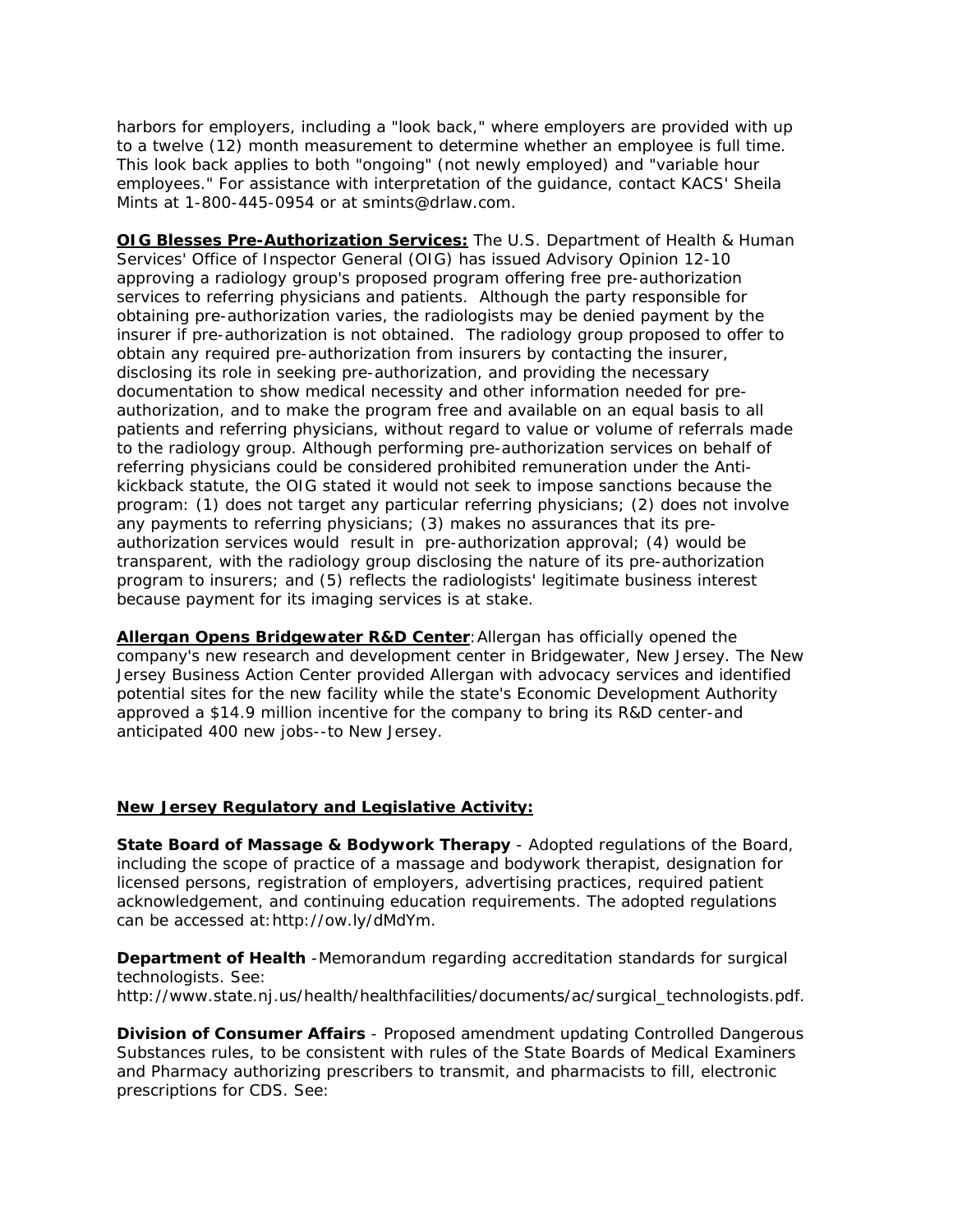harbors for employers, including a "look back," where employers are provided with up to a twelve (12) month measurement to determine whether an employee is full time. This look back applies to both "ongoing" (not newly employed) and "variable hour employees." For assistance with interpretation of the guidance, contact KACS' Sheila Mints at 1-800-445-0954 or at smints@drlaw.com.

**OIG Blesses Pre-Authorization Services:** The U.S. Department of Health & Human Services' Office of Inspector General (OIG) has issued Advisory Opinion 12-10 approving a radiology group's proposed program offering free pre-authorization services to referring physicians and patients. Although the party responsible for obtaining pre-authorization varies, the radiologists may be denied payment by the insurer if pre-authorization is not obtained. The radiology group proposed to offer to obtain any required pre-authorization from insurers by contacting the insurer, disclosing its role in seeking pre-authorization, and providing the necessary documentation to show medical necessity and other information needed for pre-authorization, and to make the program free and available on an equal basis to all patients and referring physicians, without regard to value or volume of referrals made to the radiology group. Although performing pre-authorization services on behalf of referring physicians could be considered prohibited remuneration under the Anti-kickback statute, the OIG stated it would not seek to impose sanctions because the program: (1) does not target any particular referring physicians; (2) does not involve any payments to referring physicians; (3) makes no assurances that its pre-authorization services would result in pre-authorization approval; (4) would be transparent, with the radiology group disclosing the nature of its pre-authorization program to insurers; and (5) reflects the radiologists' legitimate business interest because payment for its imaging services is at stake.

**Allergan Opens Bridgewater R&D Center**: Allergan has officially opened the company's new research and development center in Bridgewater, New Jersey. The New Jersey Business Action Center provided Allergan with advocacy services and identified potential sites for the new facility while the state's Economic Development Authority approved a $14.9 million incentive for the company to bring its R&D center-and anticipated 400 new jobs--to New Jersey.

## New Jersey Regulatory and Legislative Activity:

**State Board of Massage & Bodywork Therapy** - Adopted regulations of the Board, including the scope of practice of a massage and bodywork therapist, designation for licensed persons, registration of employers, advertising practices, required patient acknowledgement, and continuing education requirements. The adopted regulations can be accessed at: http://ow.ly/dMdYm.

**Department of Health** -Memorandum regarding accreditation standards for surgical technologists. See: http://www.state.nj.us/health/healthfacilities/documents/ac/surgical_technologists.pdf.

**Division of Consumer Affairs** - Proposed amendment updating Controlled Dangerous Substances rules, to be consistent with rules of the State Boards of Medical Examiners and Pharmacy authorizing prescribers to transmit, and pharmacists to fill, electronic prescriptions for CDS. See: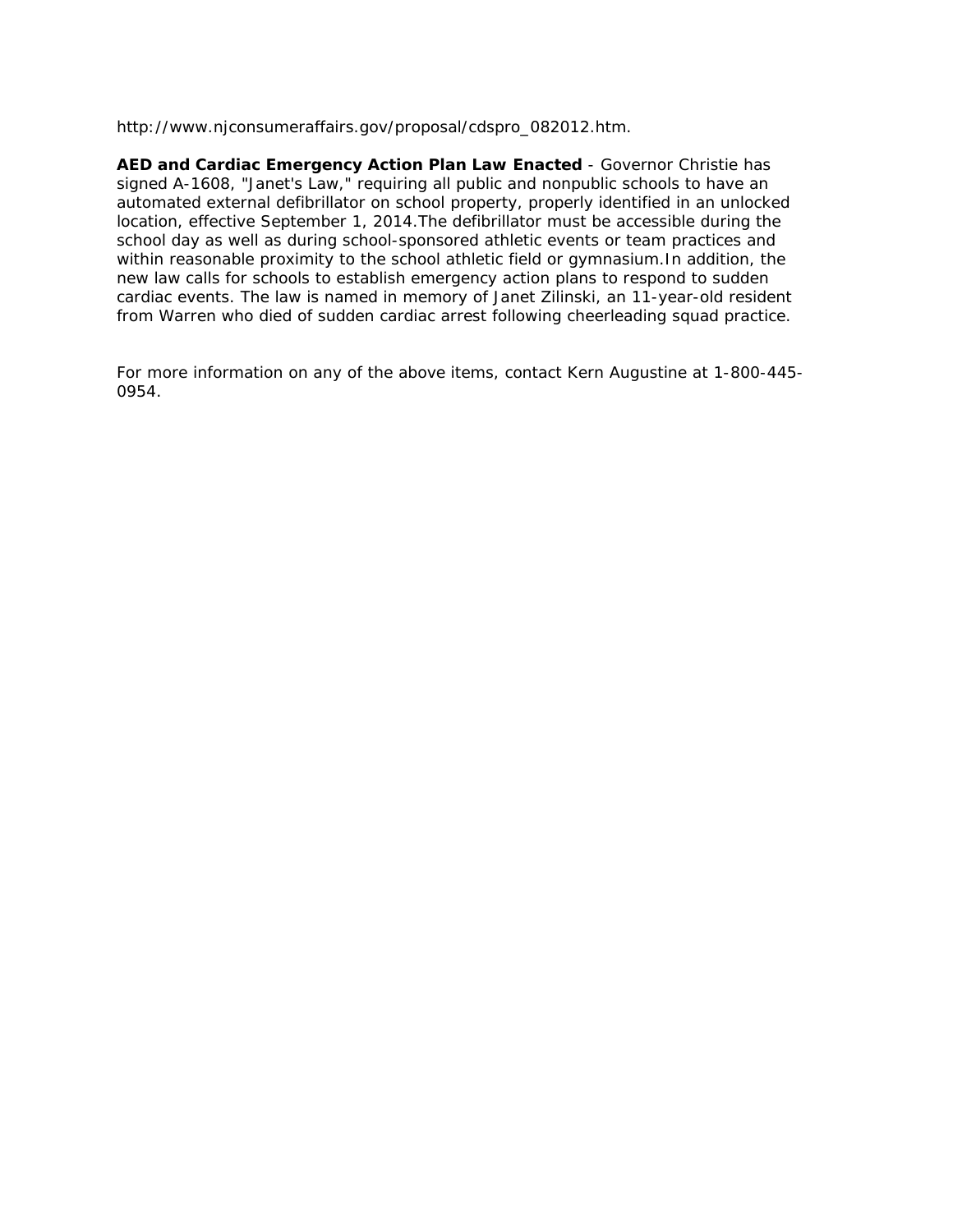http://www.njconsumeraffairs.gov/proposal/cdspro_082012.htm.

**AED and Cardiac Emergency Action Plan Law Enacted** - Governor Christie has signed A-1608, "Janet's Law," requiring all public and nonpublic schools to have an automated external defibrillator on school property, properly identified in an unlocked location, effective September 1, 2014.The defibrillator must be accessible during the school day as well as during school-sponsored athletic events or team practices and within reasonable proximity to the school athletic field or gymnasium.In addition, the new law calls for schools to establish emergency action plans to respond to sudden cardiac events. The law is named in memory of Janet Zilinski, an 11-year-old resident from Warren who died of sudden cardiac arrest following cheerleading squad practice.

For more information on any of the above items, contact Kern Augustine at 1-800-445-0954.